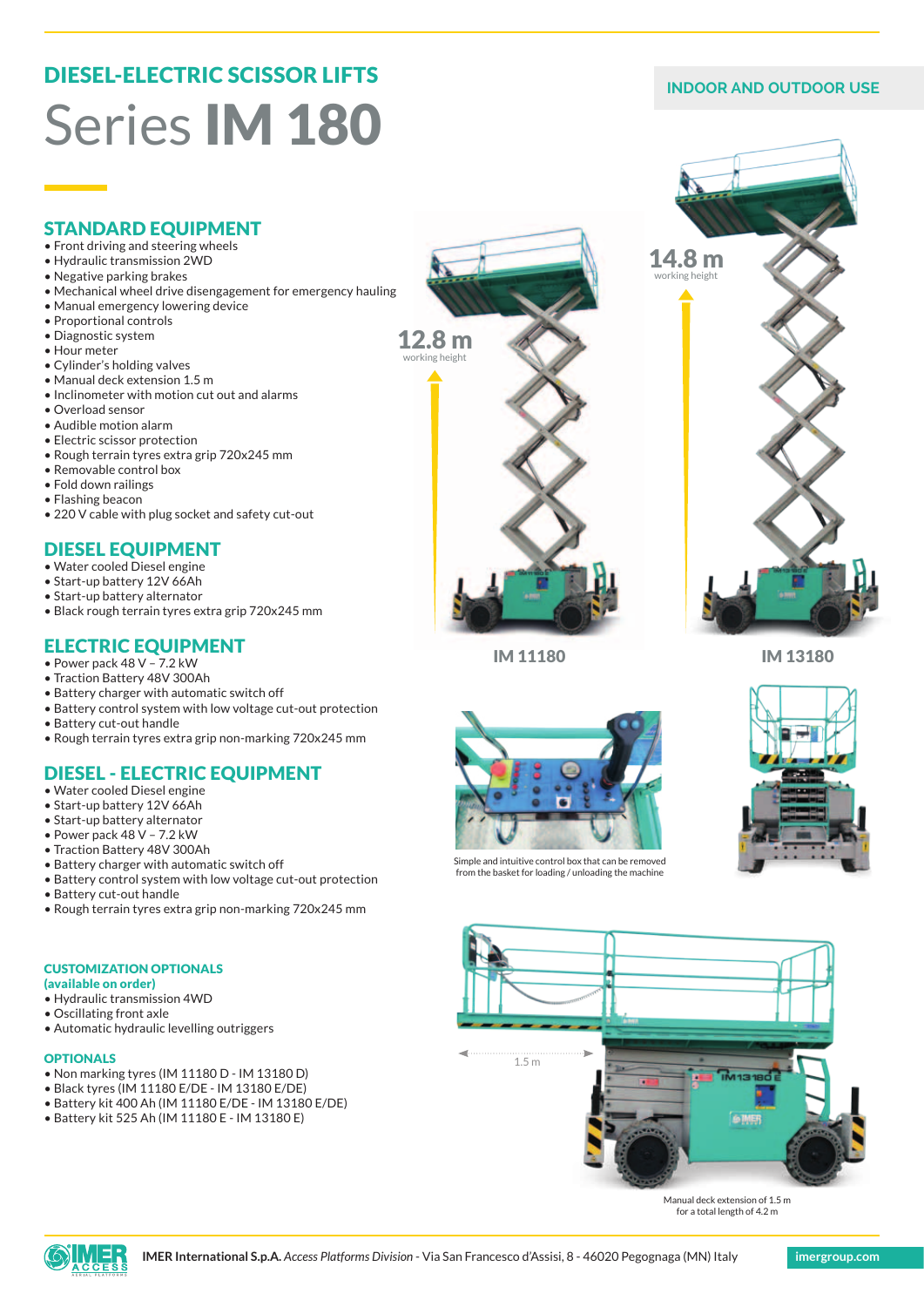## DIESEL-ELECTRIC SCISSOR LIFTS

# Series **IM 180**

INDOOR AND OUTDOOR USE

## STANDARD EQUIPMENT

- Front driving and steering wheels
- Hydraulic transmission 2WD
- Negative parking brakes
- Mechanical wheel drive disengagement for emergency hauling
- Manual emergency lowering device
- Proportional controls
- Diagnostic system
- Hour meter
- Cylinder's holding valves
- Manual deck extension 1.5 m
- Inclinometer with motion cut out and alarms
- Overload sensor
- Audible motion alarm
- Electric scissor protection
- Rough terrain tyres extra grip 720x245 mm
- Removable control box
- Fold down railings
- Flashing beacon
- 220 V cable with plug socket and safety cut-out

## DIESEL EQUIPMENT

- Water cooled Diesel engine
- Start-up battery 12V 66Ah
- Start-up battery alternator
- Black rough terrain tyres extra grip 720x245 mm

## ELECTRIC EQUIPMENT

- Power pack 48 V – 7.2 kW
- Traction Battery 48V 300Ah
- Battery charger with automatic switch off
- Battery control system with low voltage cut-out protection
- Battery cut-out handle
- Rough terrain tyres extra grip non-marking 720x245 mm

## DIESEL - ELECTRIC EQUIPMENT

- Water cooled Diesel engine
- Start-up battery 12V 66Ah
- Start-up battery alternator
- Power pack 48 V – 7.2 kW
- Traction Battery 48V 300Ah
- Battery charger with automatic switch off
- Battery control system with low voltage cut-out protection
- Battery cut-out handle
- Rough terrain tyres extra grip non-marking 720x245 mm

### CUSTOMIZATION OPTIONALS (available on order)

- Hydraulic transmission 4WD
- Oscillating front axle
- Automatic hydraulic levelling outriggers

### OPTIONALS

- Non marking tyres (IM 11180 D - IM 13180 D)
- Black tyres (IM 11180 E/DE - IM 13180 E/DE)
- Battery kit 400 Ah (IM 11180 E/DE - IM 13180 E/DE)
- Battery kit 525 Ah (IM 11180 E - IM 13180 E)

12.8 m working height

IM 11180

14.8 m working height

IM 13180

Simple and intuitive control box that can be removed from the basket for loading / unloading the machine

1.5 m

Manual deck extension of 1.5 m for a total length of 4.2 m

**IMER International S.p.A.** *Access Platforms Division* - Via San Francesco d'Assisi, 8 - 46020 Pegognaga (MN) Italy

imergroup.com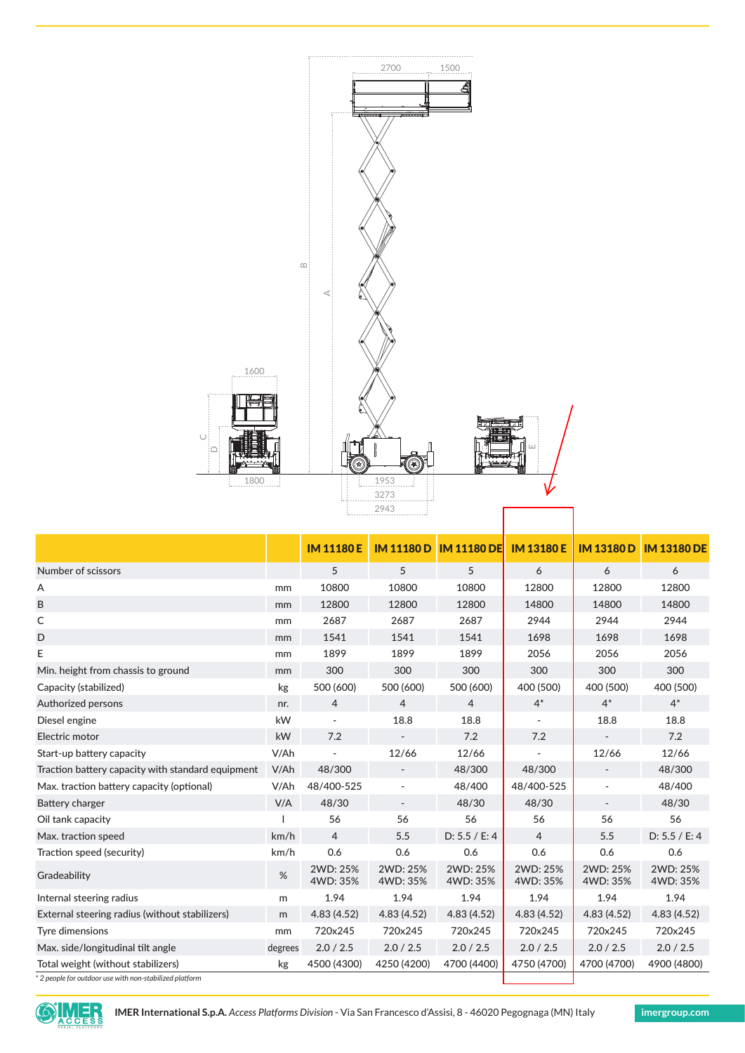2700
1500
B
A
1600
C
D
E
1800
1953
3273
2943

| | | IM 11180 E | IM 11180 D | IM 11180 DE | IM 13180 E | IM 13180 D | IM 13180 DE |
|---|---|---|---|---|---|---|---|
| Number of scissors | | 5 | 5 | 5 | 6 | 6 | 6 |
| A | mm | 10800 | 10800 | 10800 | 12800 | 12800 | 12800 |
| B | mm | 12800 | 12800 | 12800 | 14800 | 14800 | 14800 |
| C | mm | 2687 | 2687 | 2687 | 2944 | 2944 | 2944 |
| D | mm | 1541 | 1541 | 1541 | 1698 | 1698 | 1698 |
| E | mm | 1899 | 1899 | 1899 | 2056 | 2056 | 2056 |
| Min. height from chassis to ground | mm | 300 | 300 | 300 | 300 | 300 | 300 |
| Capacity (stabilized) | kg | 500 (600) | 500 (600) | 500 (600) | 400 (500) | 400 (500) | 400 (500) |
| Authorized persons | nr. | 4 | 4 | 4 | 4* | 4* | 4* |
| Diesel engine | kW | - | 18.8 | 18.8 | - | 18.8 | 18.8 |
| Electric motor | kW | 7.2 | - | 7.2 | 7.2 | - | 7.2 |
| Start-up battery capacity | V/Ah | - | 12/66 | 12/66 | - | 12/66 | 12/66 |
| Traction battery capacity with standard equipment | V/Ah | 48/300 | - | 48/300 | 48/300 | - | 48/300 |
| Max. traction battery capacity (optional) | V/Ah | 48/400-525 | - | 48/400 | 48/400-525 | - | 48/400 |
| Battery charger | V/A | 48/30 | - | 48/30 | 48/30 | - | 48/30 |
| Oil tank capacity | l | 56 | 56 | 56 | 56 | 56 | 56 |
| Max. traction speed | km/h | 4 | 5.5 | D: 5.5 / E: 4 | 4 | 5.5 | D: 5.5 / E: 4 |
| Traction speed (security) | km/h | 0.6 | 0.6 | 0.6 | 0.6 | 0.6 | 0.6 |
| Gradeability | % | 2WD: 25% 4WD: 35% | 2WD: 25% 4WD: 35% | 2WD: 25% 4WD: 35% | 2WD: 25% 4WD: 35% | 2WD: 25% 4WD: 35% | 2WD: 25% 4WD: 35% |
| Internal steering radius | m | 1.94 | 1.94 | 1.94 | 1.94 | 1.94 | 1.94 |
| External steering radius (without stabilizers) | m | 4.83 (4.52) | 4.83 (4.52) | 4.83 (4.52) | 4.83 (4.52) | 4.83 (4.52) | 4.83 (4.52) |
| Tyre dimensions | mm | 720x245 | 720x245 | 720x245 | 720x245 | 720x245 | 720x245 |
| Max. side/longitudinal tilt angle | degrees | 2.0 / 2.5 | 2.0 / 2.5 | 2.0 / 2.5 | 2.0 / 2.5 | 2.0 / 2.5 | 2.0 / 2.5 |
| Total weight (without stabilizers) | kg | 4500 (4300) | 4250 (4200) | 4700 (4400) | 4750 (4700) | 4700 (4700) | 4900 (4800) |

*\* 2 people for outdoor use with non-stabilized platform*

**IMER International S.p.A.** *Access Platforms Division* - Via San Francesco d'Assisi, 8 - 46020 Pegognaga (MN) Italy

**imergroup.com**